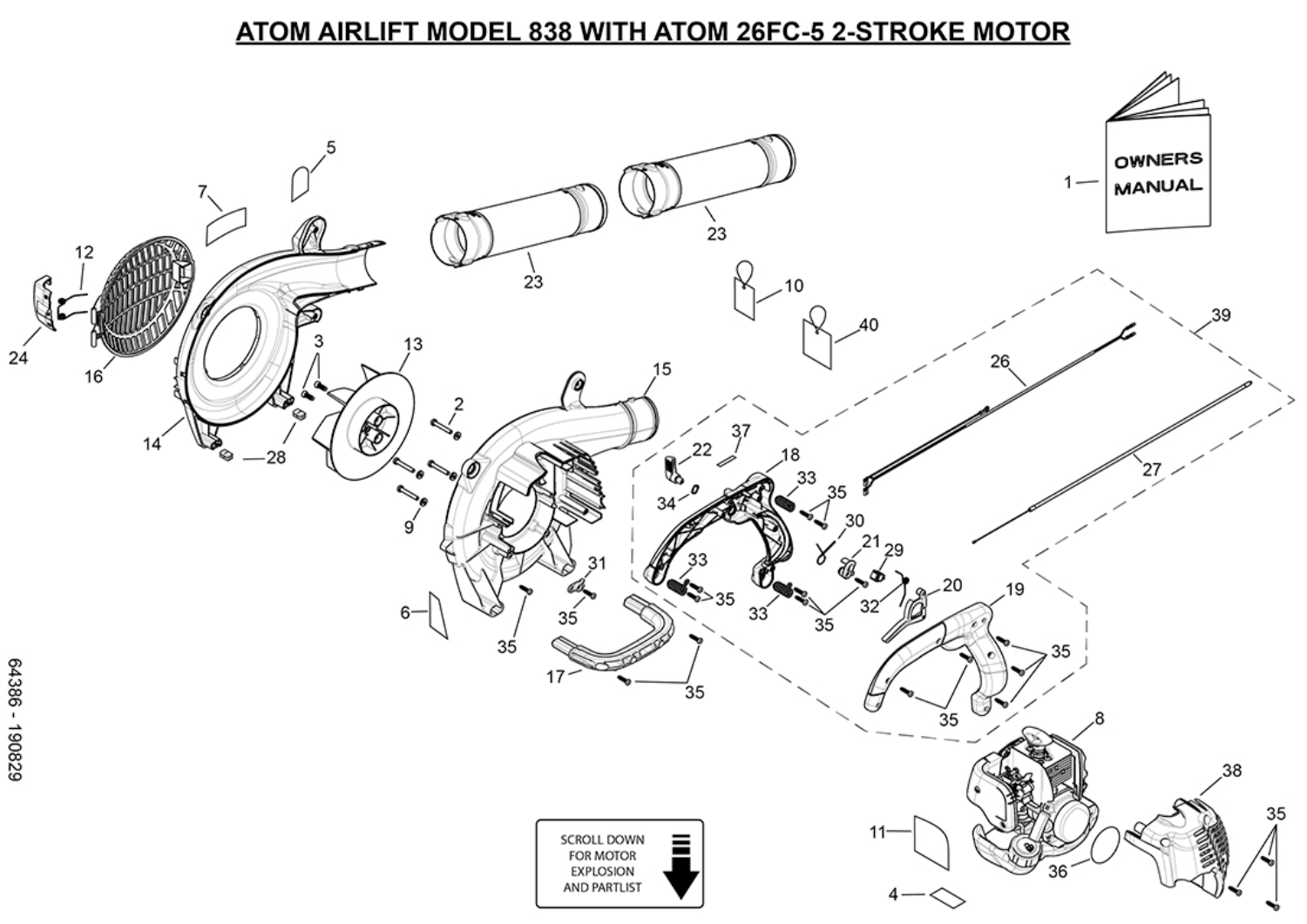# ATOM AIRLIFT MODEL 838 WITH ATOM 26FC-5 2-STROKE MOTOR

SCROLL DOWN FOR MOTOR EXPLOSION AND PARTLIST

64386 - 190829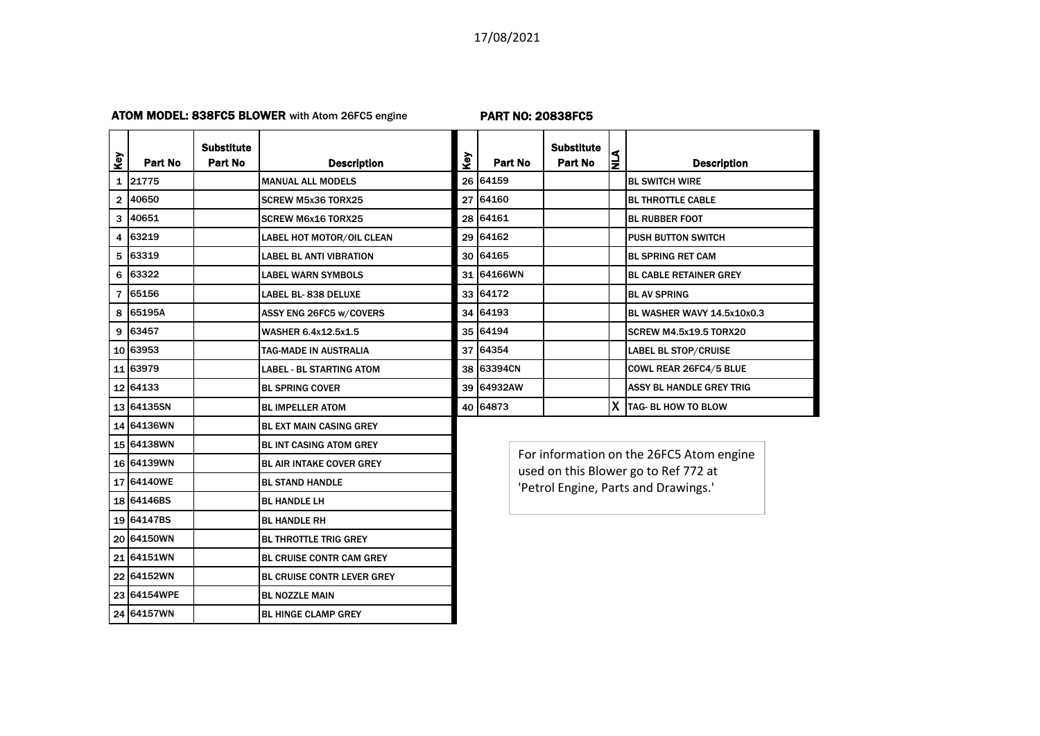17/08/2021

**ATOM MODEL: 838FC5 BLOWER** with Atom 26FC5 engine

**PART NO: 20838FC5**

| Key | Part No | Substitute Part No | Description |
|---|---|---|---|
| 1 | 21775 | | MANUAL ALL MODELS |
| 2 | 40650 | | SCREW M5x36 TORX25 |
| 3 | 40651 | | SCREW M6x16 TORX25 |
| 4 | 63219 | | LABEL HOT MOTOR/OIL CLEAN |
| 5 | 63319 | | LABEL BL ANTI VIBRATION |
| 6 | 63322 | | LABEL WARN SYMBOLS |
| 7 | 65156 | | LABEL BL- 838 DELUXE |
| 8 | 65195A | | ASSY ENG 26FC5 w/COVERS |
| 9 | 63457 | | WASHER 6.4x12.5x1.5 |
| 10 | 63953 | | TAG-MADE IN AUSTRALIA |
| 11 | 63979 | | LABEL - BL STARTING ATOM |
| 12 | 64133 | | BL SPRING COVER |
| 13 | 64135SN | | BL IMPELLER ATOM |
| 14 | 64136WN | | BL EXT MAIN CASING GREY |
| 15 | 64138WN | | BL INT CASING ATOM GREY |
| 16 | 64139WN | | BL AIR INTAKE COVER GREY |
| 17 | 64140WE | | BL STAND HANDLE |
| 18 | 64146BS | | BL HANDLE LH |
| 19 | 64147BS | | BL HANDLE RH |
| 20 | 64150WN | | BL THROTTLE TRIG GREY |
| 21 | 64151WN | | BL CRUISE CONTR CAM GREY |
| 22 | 64152WN | | BL CRUISE CONTR LEVER GREY |
| 23 | 64154WPE | | BL NOZZLE MAIN |
| 24 | 64157WN | | BL HINGE CLAMP GREY |

| Key | Part No | Substitute Part No | NLA | Description |
|---|---|---|---|---|
| 26 | 64159 | | | BL SWITCH WIRE |
| 27 | 64160 | | | BL THROTTLE CABLE |
| 28 | 64161 | | | BL RUBBER FOOT |
| 29 | 64162 | | | PUSH BUTTON SWITCH |
| 30 | 64165 | | | BL SPRING RET CAM |
| 31 | 64166WN | | | BL CABLE RETAINER GREY |
| 33 | 64172 | | | BL AV SPRING |
| 34 | 64193 | | | BL WASHER WAVY 14.5x10x0.3 |
| 35 | 64194 | | | SCREW M4.5x19.5 TORX20 |
| 37 | 64354 | | | LABEL BL STOP/CRUISE |
| 38 | 63394CN | | | COWL REAR 26FC4/5 BLUE |
| 39 | 64932AW | | | ASSY BL HANDLE GREY TRIG |
| 40 | 64873 | | X | TAG- BL HOW TO BLOW |

For information on the 26FC5 Atom engine used on this Blower go to Ref 772 at 'Petrol Engine, Parts and Drawings.'